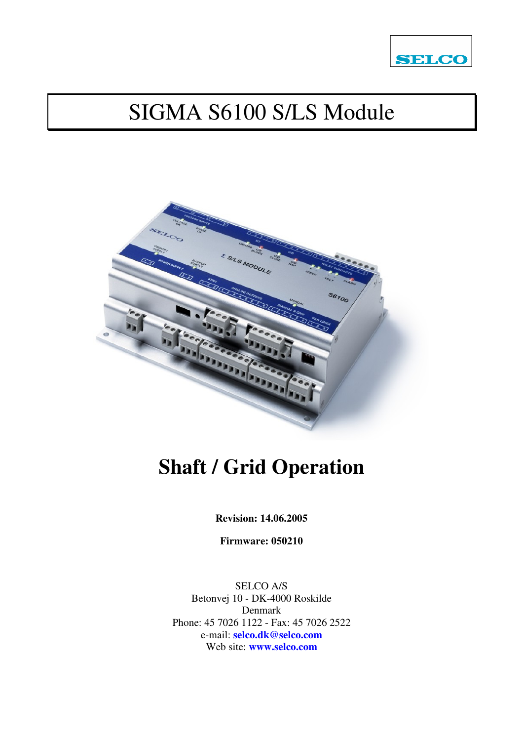SELCO

# SIGMA S6100 S/LS Module

# Shaft / Grid Operation

**Revision: 14.06.2005**

**Firmware: 050210**

SELCO A/S
Betonvej 10 - DK-4000 Roskilde
Denmark
Phone: 45 7026 1122 - Fax: 45 7026 2522
e-mail: **selco.dk@selco.com**
Web site: **www.selco.com**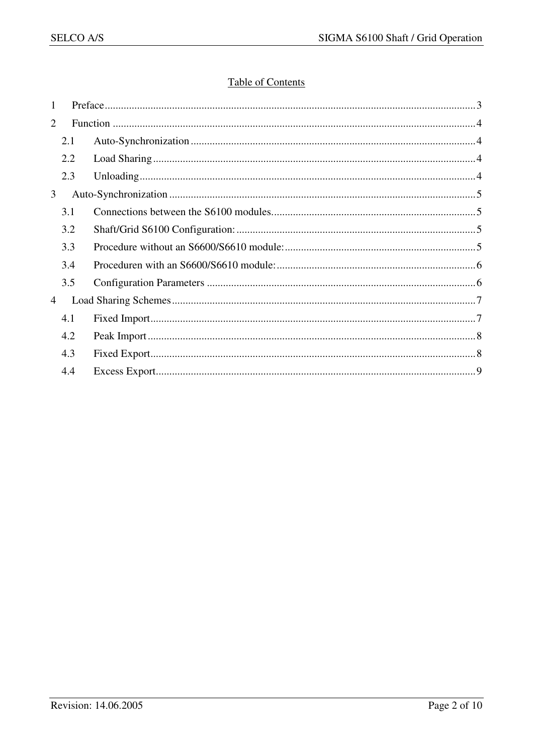Table of Contents

1 Preface ........................................................................ 3
2 Function ........................................................................ 4
  2.1 Auto-Synchronization ........................................................................ 4
  2.2 Load Sharing ........................................................................ 4
  2.3 Unloading ........................................................................ 4
3 Auto-Synchronization ........................................................................ 5
  3.1 Connections between the S6100 modules ........................................................................ 5
  3.2 Shaft/Grid S6100 Configuration: ........................................................................ 5
  3.3 Procedure without an S6600/S6610 module: ........................................................................ 5
  3.4 Proceduren with an S6600/S6610 module: ........................................................................ 6
  3.5 Configuration Parameters ........................................................................ 6
4 Load Sharing Schemes ........................................................................ 7
  4.1 Fixed Import ........................................................................ 7
  4.2 Peak Import ........................................................................ 8
  4.3 Fixed Export ........................................................................ 8
  4.4 Excess Export ........................................................................ 9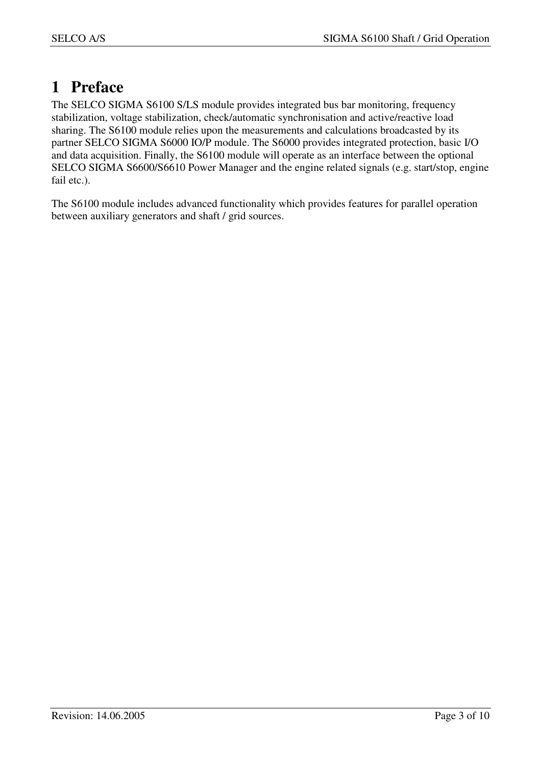# 1 Preface

The SELCO SIGMA S6100 S/LS module provides integrated bus bar monitoring, frequency stabilization, voltage stabilization, check/automatic synchronisation and active/reactive load sharing. The S6100 module relies upon the measurements and calculations broadcasted by its partner SELCO SIGMA S6000 IO/P module. The S6000 provides integrated protection, basic I/O and data acquisition. Finally, the S6100 module will operate as an interface between the optional SELCO SIGMA S6600/S6610 Power Manager and the engine related signals (e.g. start/stop, engine fail etc.).

The S6100 module includes advanced functionality which provides features for parallel operation between auxiliary generators and shaft / grid sources.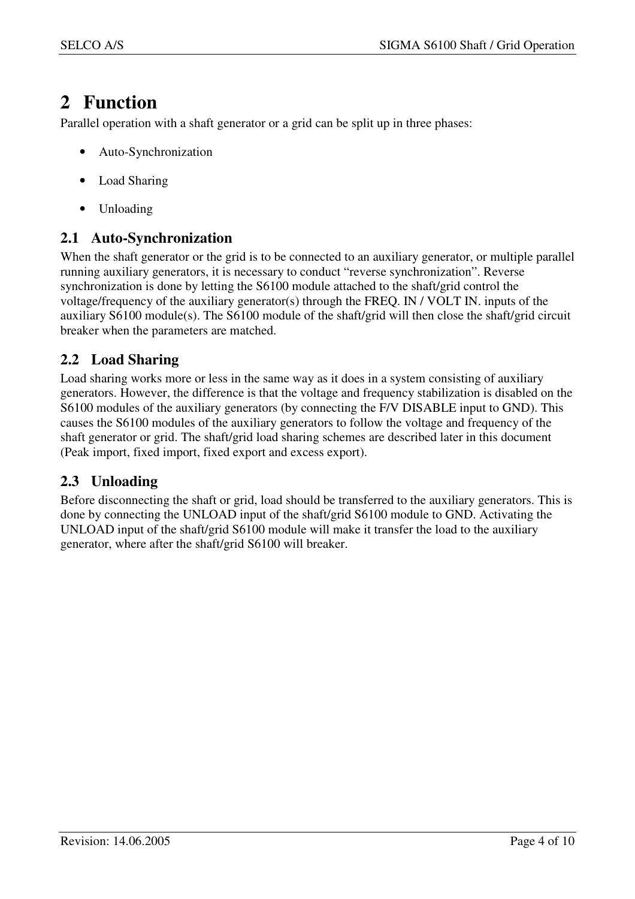# 2 Function

Parallel operation with a shaft generator or a grid can be split up in three phases:

- Auto-Synchronization
- Load Sharing
- Unloading

## 2.1 Auto-Synchronization

When the shaft generator or the grid is to be connected to an auxiliary generator, or multiple parallel running auxiliary generators, it is necessary to conduct “reverse synchronization”. Reverse synchronization is done by letting the S6100 module attached to the shaft/grid control the voltage/frequency of the auxiliary generator(s) through the FREQ. IN / VOLT IN. inputs of the auxiliary S6100 module(s). The S6100 module of the shaft/grid will then close the shaft/grid circuit breaker when the parameters are matched.

## 2.2 Load Sharing

Load sharing works more or less in the same way as it does in a system consisting of auxiliary generators. However, the difference is that the voltage and frequency stabilization is disabled on the S6100 modules of the auxiliary generators (by connecting the F/V DISABLE input to GND). This causes the S6100 modules of the auxiliary generators to follow the voltage and frequency of the shaft generator or grid. The shaft/grid load sharing schemes are described later in this document (Peak import, fixed import, fixed export and excess export).

## 2.3 Unloading

Before disconnecting the shaft or grid, load should be transferred to the auxiliary generators. This is done by connecting the UNLOAD input of the shaft/grid S6100 module to GND. Activating the UNLOAD input of the shaft/grid S6100 module will make it transfer the load to the auxiliary generator, where after the shaft/grid S6100 will breaker.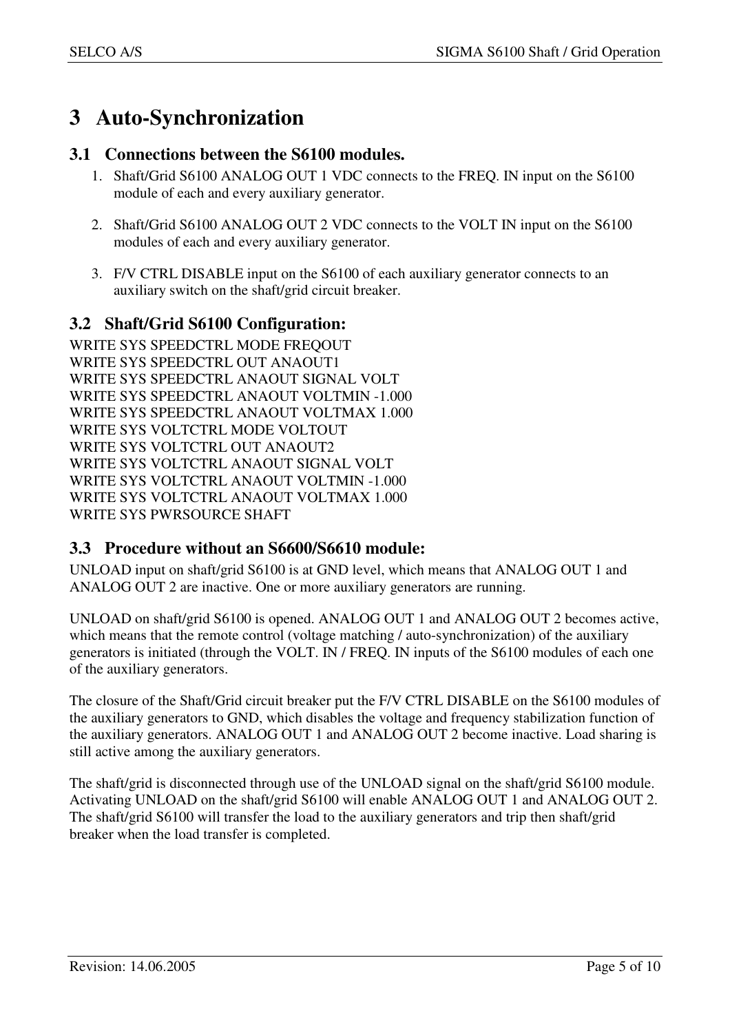# 3 Auto-Synchronization

## 3.1 Connections between the S6100 modules.

1. Shaft/Grid S6100 ANALOG OUT 1 VDC connects to the FREQ. IN input on the S6100 module of each and every auxiliary generator.

2. Shaft/Grid S6100 ANALOG OUT 2 VDC connects to the VOLT IN input on the S6100 modules of each and every auxiliary generator.

3. F/V CTRL DISABLE input on the S6100 of each auxiliary generator connects to an auxiliary switch on the shaft/grid circuit breaker.

## 3.2 Shaft/Grid S6100 Configuration:

WRITE SYS SPEEDCTRL MODE FREQOUT
WRITE SYS SPEEDCTRL OUT ANAOUT1
WRITE SYS SPEEDCTRL ANAOUT SIGNAL VOLT
WRITE SYS SPEEDCTRL ANAOUT VOLTMIN -1.000
WRITE SYS SPEEDCTRL ANAOUT VOLTMAX 1.000
WRITE SYS VOLTCTRL MODE VOLTOUT
WRITE SYS VOLTCTRL OUT ANAOUT2
WRITE SYS VOLTCTRL ANAOUT SIGNAL VOLT
WRITE SYS VOLTCTRL ANAOUT VOLTMIN -1.000
WRITE SYS VOLTCTRL ANAOUT VOLTMAX 1.000
WRITE SYS PWRSOURCE SHAFT

## 3.3 Procedure without an S6600/S6610 module:

UNLOAD input on shaft/grid S6100 is at GND level, which means that ANALOG OUT 1 and ANALOG OUT 2 are inactive. One or more auxiliary generators are running.

UNLOAD on shaft/grid S6100 is opened. ANALOG OUT 1 and ANALOG OUT 2 becomes active, which means that the remote control (voltage matching / auto-synchronization) of the auxiliary generators is initiated (through the VOLT. IN / FREQ. IN inputs of the S6100 modules of each one of the auxiliary generators.

The closure of the Shaft/Grid circuit breaker put the F/V CTRL DISABLE on the S6100 modules of the auxiliary generators to GND, which disables the voltage and frequency stabilization function of the auxiliary generators. ANALOG OUT 1 and ANALOG OUT 2 become inactive. Load sharing is still active among the auxiliary generators.

The shaft/grid is disconnected through use of the UNLOAD signal on the shaft/grid S6100 module. Activating UNLOAD on the shaft/grid S6100 will enable ANALOG OUT 1 and ANALOG OUT 2. The shaft/grid S6100 will transfer the load to the auxiliary generators and trip then shaft/grid breaker when the load transfer is completed.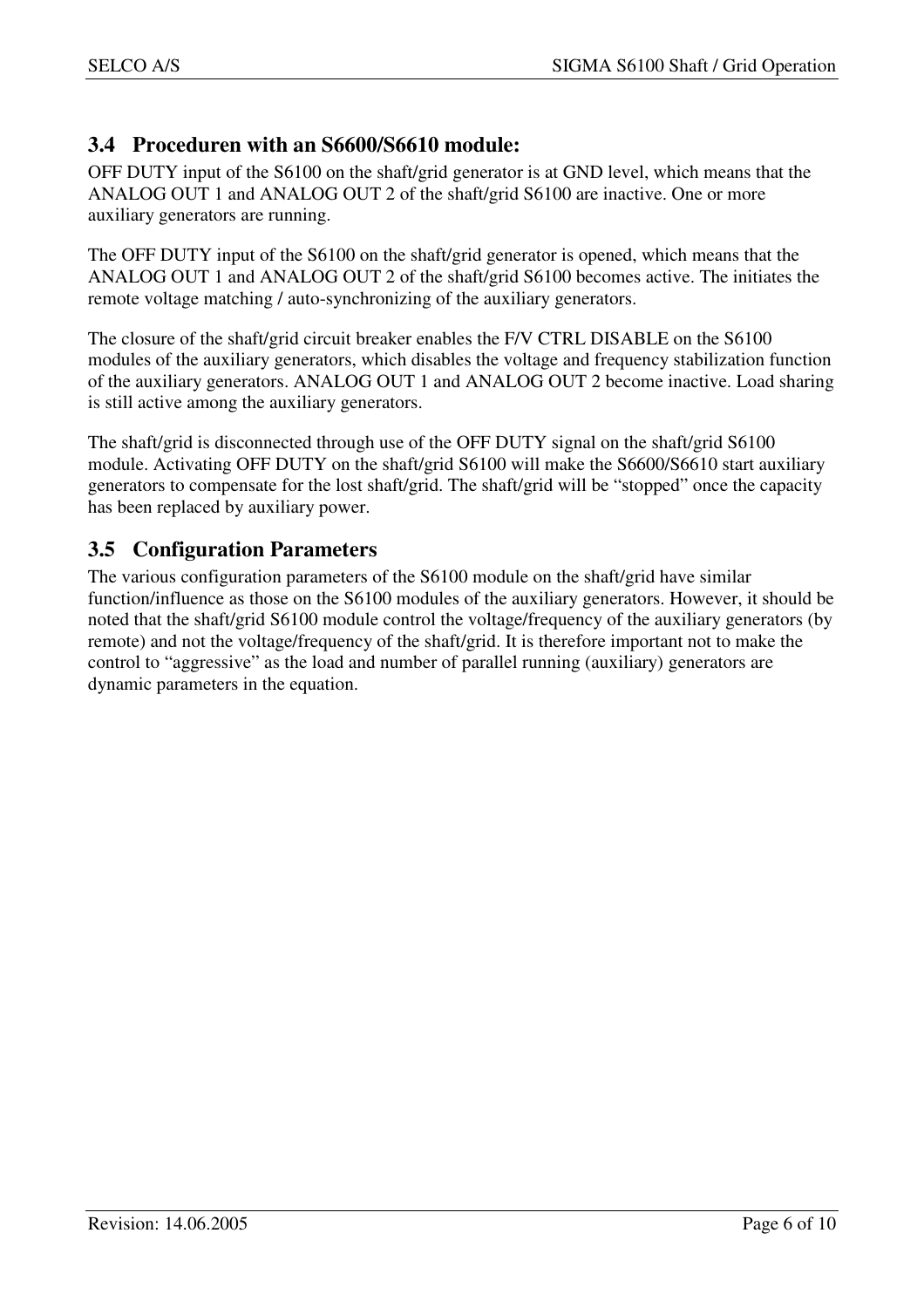### 3.4 Proceduren with an S6600/S6610 module:

OFF DUTY input of the S6100 on the shaft/grid generator is at GND level, which means that the ANALOG OUT 1 and ANALOG OUT 2 of the shaft/grid S6100 are inactive. One or more auxiliary generators are running.

The OFF DUTY input of the S6100 on the shaft/grid generator is opened, which means that the ANALOG OUT 1 and ANALOG OUT 2 of the shaft/grid S6100 becomes active. The initiates the remote voltage matching / auto-synchronizing of the auxiliary generators.

The closure of the shaft/grid circuit breaker enables the F/V CTRL DISABLE on the S6100 modules of the auxiliary generators, which disables the voltage and frequency stabilization function of the auxiliary generators. ANALOG OUT 1 and ANALOG OUT 2 become inactive. Load sharing is still active among the auxiliary generators.

The shaft/grid is disconnected through use of the OFF DUTY signal on the shaft/grid S6100 module. Activating OFF DUTY on the shaft/grid S6100 will make the S6600/S6610 start auxiliary generators to compensate for the lost shaft/grid. The shaft/grid will be "stopped" once the capacity has been replaced by auxiliary power.

### 3.5 Configuration Parameters

The various configuration parameters of the S6100 module on the shaft/grid have similar function/influence as those on the S6100 modules of the auxiliary generators. However, it should be noted that the shaft/grid S6100 module control the voltage/frequency of the auxiliary generators (by remote) and not the voltage/frequency of the shaft/grid. It is therefore important not to make the control to "aggressive" as the load and number of parallel running (auxiliary) generators are dynamic parameters in the equation.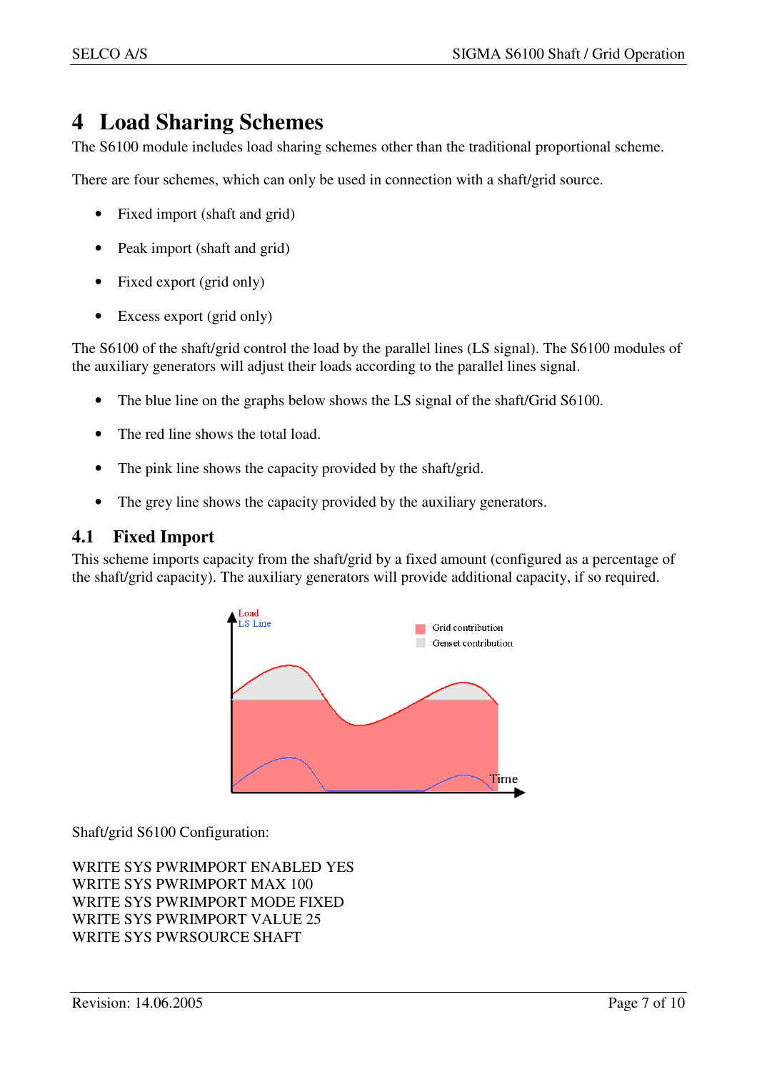# 4 Load Sharing Schemes

The S6100 module includes load sharing schemes other than the traditional proportional scheme.

There are four schemes, which can only be used in connection with a shaft/grid source.

- Fixed import (shaft and grid)
- Peak import (shaft and grid)
- Fixed export (grid only)
- Excess export (grid only)

The S6100 of the shaft/grid control the load by the parallel lines (LS signal). The S6100 modules of the auxiliary generators will adjust their loads according to the parallel lines signal.

- The blue line on the graphs below shows the LS signal of the shaft/Grid S6100.
- The red line shows the total load.
- The pink line shows the capacity provided by the shaft/grid.
- The grey line shows the capacity provided by the auxiliary generators.

## 4.1 Fixed Import

This scheme imports capacity from the shaft/grid by a fixed amount (configured as a percentage of the shaft/grid capacity). The auxiliary generators will provide additional capacity, if so required.

Shaft/grid S6100 Configuration:

```
WRITE SYS PWRIMPORT ENABLED YES
WRITE SYS PWRIMPORT MAX 100
WRITE SYS PWRIMPORT MODE FIXED
WRITE SYS PWRIMPORT VALUE 25
WRITE SYS PWRSOURCE SHAFT
```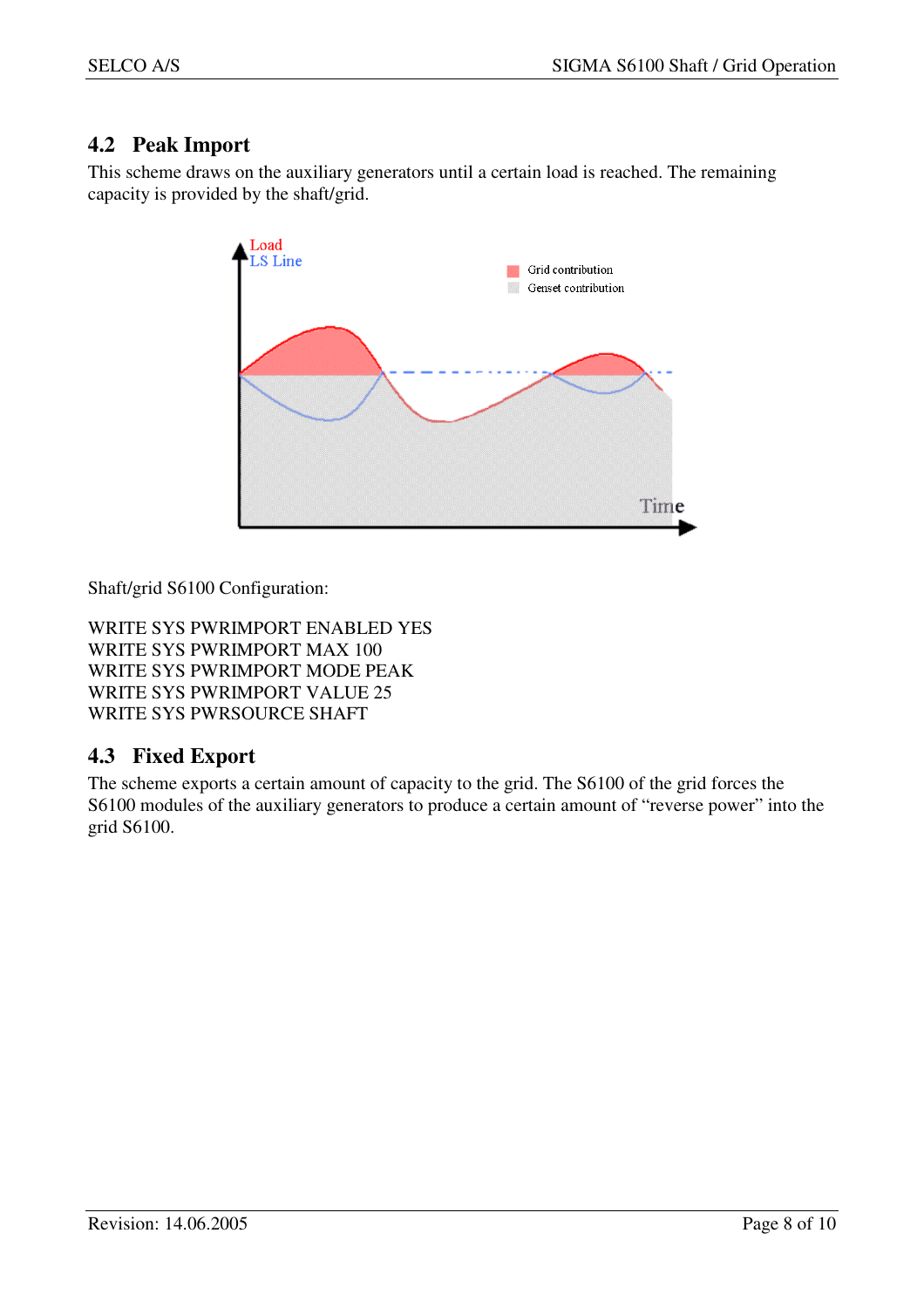## 4.2 Peak Import

This scheme draws on the auxiliary generators until a certain load is reached. The remaining capacity is provided by the shaft/grid.

Shaft/grid S6100 Configuration:

WRITE SYS PWRIMPORT ENABLED YES
WRITE SYS PWRIMPORT MAX 100
WRITE SYS PWRIMPORT MODE PEAK
WRITE SYS PWRIMPORT VALUE 25
WRITE SYS PWRSOURCE SHAFT

## 4.3 Fixed Export

The scheme exports a certain amount of capacity to the grid. The S6100 of the grid forces the S6100 modules of the auxiliary generators to produce a certain amount of "reverse power" into the grid S6100.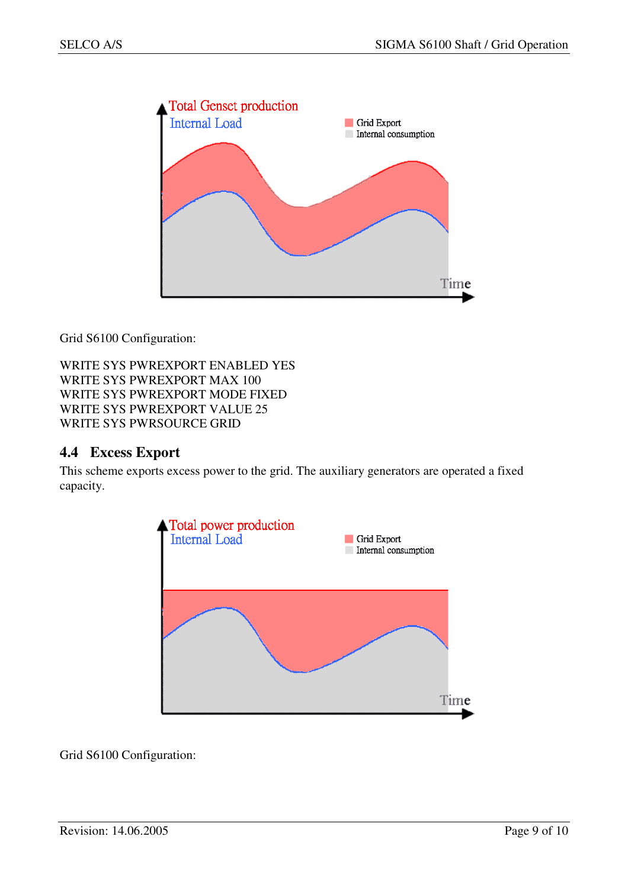Grid S6100 Configuration:

```
WRITE SYS PWREXPORT ENABLED YES
WRITE SYS PWREXPORT MAX 100
WRITE SYS PWREXPORT MODE FIXED
WRITE SYS PWREXPORT VALUE 25
WRITE SYS PWRSOURCE GRID
```

## 4.4 Excess Export

This scheme exports excess power to the grid. The auxiliary generators are operated a fixed capacity.

Grid S6100 Configuration: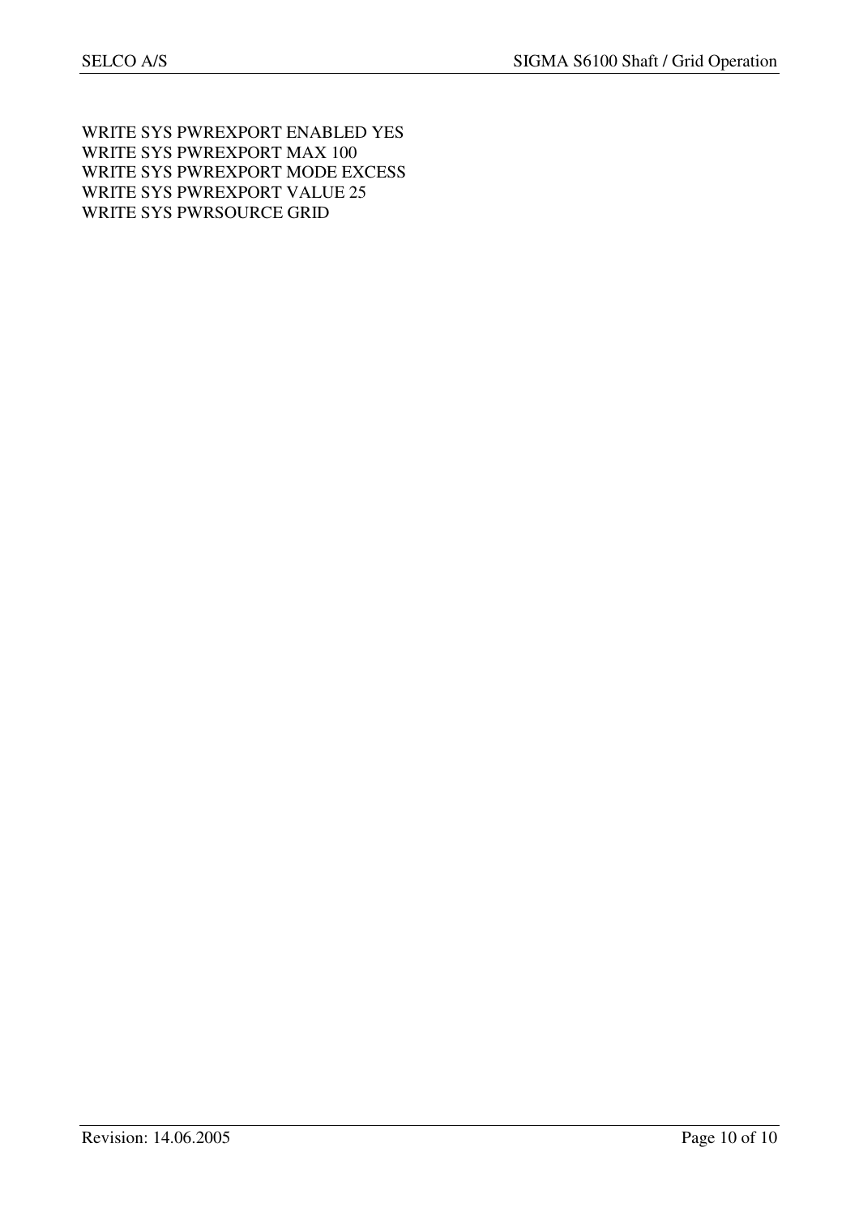WRITE SYS PWREXPORT ENABLED YES
WRITE SYS PWREXPORT MAX 100
WRITE SYS PWREXPORT MODE EXCESS
WRITE SYS PWREXPORT VALUE 25
WRITE SYS PWRSOURCE GRID